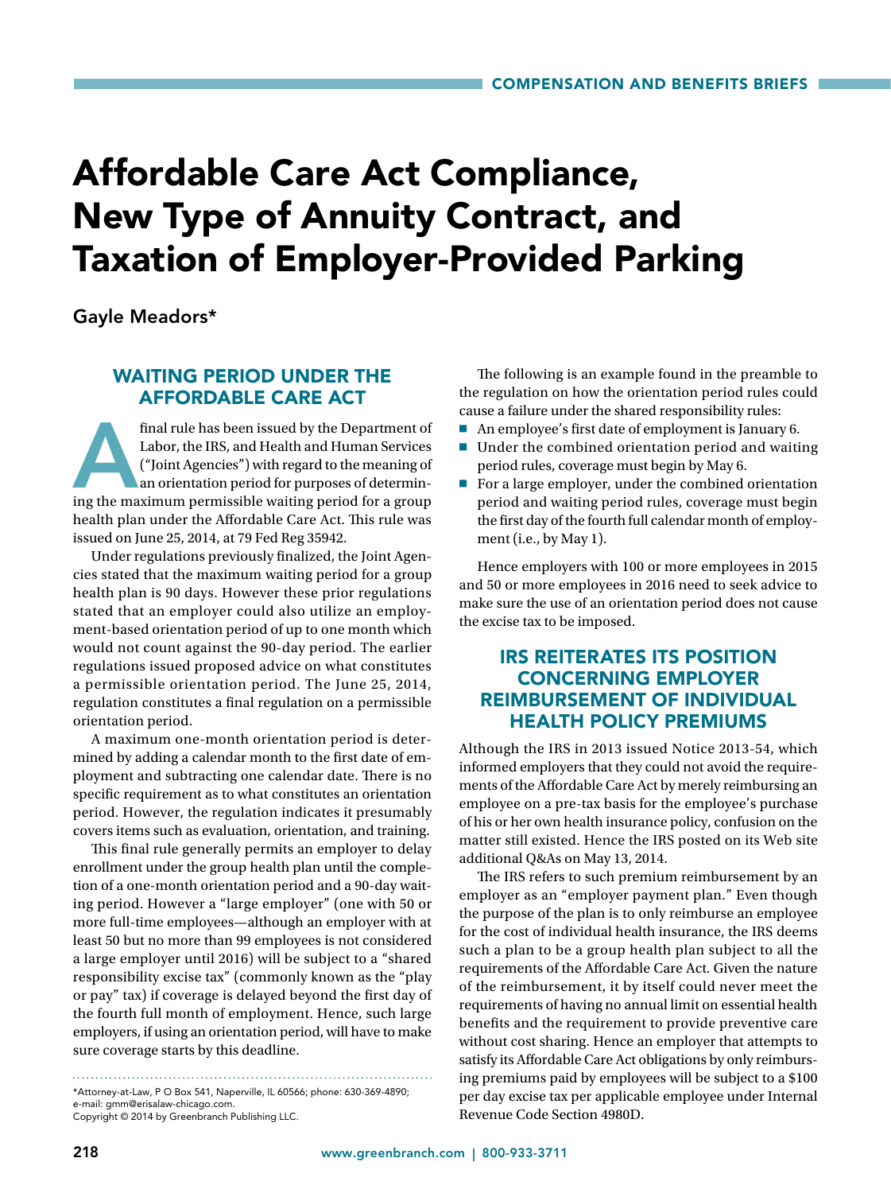# Affordable Care Act Compliance, New Type of Annuity Contract, and Taxation of Employer-Provided Parking

Gayle Meadors*

## WAITING PERIOD UNDER THE AFFORDABLE CARE ACT

A final rule has been issued by the Department of Labor, the IRS, and Health and Human Services ("Joint Agencies") with regard to the meaning of an orientation period for purposes of determining the maximum permissible waiting period for a group health plan under the Affordable Care Act. This rule was issued on June 25, 2014, at 79 Fed Reg 35942.

Under regulations previously finalized, the Joint Agencies stated that the maximum waiting period for a group health plan is 90 days. However these prior regulations stated that an employer could also utilize an employment-based orientation period of up to one month which would not count against the 90-day period. The earlier regulations issued proposed advice on what constitutes a permissible orientation period. The June 25, 2014, regulation constitutes a final regulation on a permissible orientation period.

A maximum one-month orientation period is determined by adding a calendar month to the first date of employment and subtracting one calendar date. There is no specific requirement as to what constitutes an orientation period. However, the regulation indicates it presumably covers items such as evaluation, orientation, and training.

This final rule generally permits an employer to delay enrollment under the group health plan until the completion of a one-month orientation period and a 90-day waiting period. However a "large employer" (one with 50 or more full-time employees—although an employer with at least 50 but no more than 99 employees is not considered a large employer until 2016) will be subject to a "shared responsibility excise tax" (commonly known as the "play or pay" tax) if coverage is delayed beyond the first day of the fourth full month of employment. Hence, such large employers, if using an orientation period, will have to make sure coverage starts by this deadline.

The following is an example found in the preamble to the regulation on how the orientation period rules could cause a failure under the shared responsibility rules:

- An employee's first date of employment is January 6.
- Under the combined orientation period and waiting period rules, coverage must begin by May 6.
- For a large employer, under the combined orientation period and waiting period rules, coverage must begin the first day of the fourth full calendar month of employment (i.e., by May 1).

Hence employers with 100 or more employees in 2015 and 50 or more employees in 2016 need to seek advice to make sure the use of an orientation period does not cause the excise tax to be imposed.

## IRS REITERATES ITS POSITION CONCERNING EMPLOYER REIMBURSEMENT OF INDIVIDUAL HEALTH POLICY PREMIUMS

Although the IRS in 2013 issued Notice 2013-54, which informed employers that they could not avoid the requirements of the Affordable Care Act by merely reimbursing an employee on a pre-tax basis for the employee's purchase of his or her own health insurance policy, confusion on the matter still existed. Hence the IRS posted on its Web site additional Q&As on May 13, 2014.

The IRS refers to such premium reimbursement by an employer as an "employer payment plan." Even though the purpose of the plan is to only reimburse an employee for the cost of individual health insurance, the IRS deems such a plan to be a group health plan subject to all the requirements of the Affordable Care Act. Given the nature of the reimbursement, it by itself could never meet the requirements of having no annual limit on essential health benefits and the requirement to provide preventive care without cost sharing. Hence an employer that attempts to satisfy its Affordable Care Act obligations by only reimbursing premiums paid by employees will be subject to a $100 per day excise tax per applicable employee under Internal Revenue Code Section 4980D.

---

*Attorney-at-Law, P O Box 541, Naperville, IL 60566; phone: 630-369-4890; e-mail: gmm@erisalaw-chicago.com.
Copyright © 2014 by Greenbranch Publishing LLC.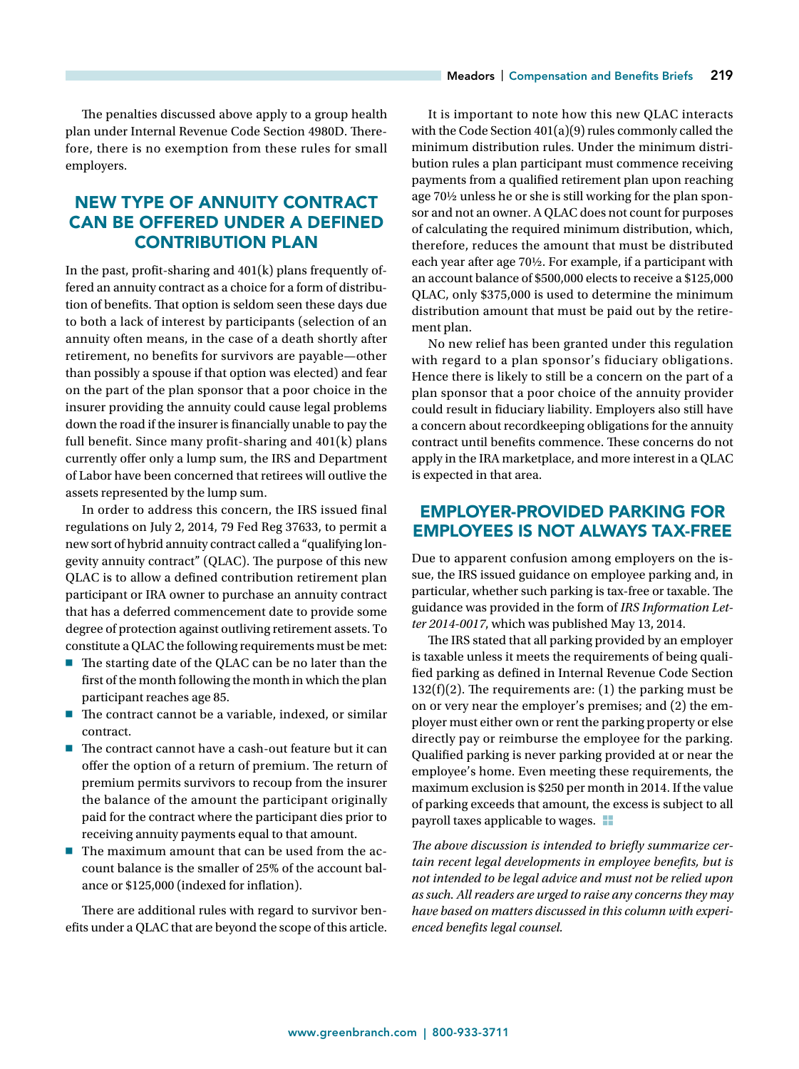The penalties discussed above apply to a group health plan under Internal Revenue Code Section 4980D. Therefore, there is no exemption from these rules for small employers.

## NEW TYPE OF ANNUITY CONTRACT CAN BE OFFERED UNDER A DEFINED CONTRIBUTION PLAN

In the past, profit-sharing and 401(k) plans frequently offered an annuity contract as a choice for a form of distribution of benefits. That option is seldom seen these days due to both a lack of interest by participants (selection of an annuity often means, in the case of a death shortly after retirement, no benefits for survivors are payable—other than possibly a spouse if that option was elected) and fear on the part of the plan sponsor that a poor choice in the insurer providing the annuity could cause legal problems down the road if the insurer is financially unable to pay the full benefit. Since many profit-sharing and 401(k) plans currently offer only a lump sum, the IRS and Department of Labor have been concerned that retirees will outlive the assets represented by the lump sum.

In order to address this concern, the IRS issued final regulations on July 2, 2014, 79 Fed Reg 37633, to permit a new sort of hybrid annuity contract called a "qualifying longevity annuity contract" (QLAC). The purpose of this new QLAC is to allow a defined contribution retirement plan participant or IRA owner to purchase an annuity contract that has a deferred commencement date to provide some degree of protection against outliving retirement assets. To constitute a QLAC the following requirements must be met:

- The starting date of the QLAC can be no later than the first of the month following the month in which the plan participant reaches age 85.
- The contract cannot be a variable, indexed, or similar contract.
- The contract cannot have a cash-out feature but it can offer the option of a return of premium. The return of premium permits survivors to recoup from the insurer the balance of the amount the participant originally paid for the contract where the participant dies prior to receiving annuity payments equal to that amount.
- The maximum amount that can be used from the account balance is the smaller of 25% of the account balance or $125,000 (indexed for inflation).

There are additional rules with regard to survivor benefits under a QLAC that are beyond the scope of this article.

It is important to note how this new QLAC interacts with the Code Section 401(a)(9) rules commonly called the minimum distribution rules. Under the minimum distribution rules a plan participant must commence receiving payments from a qualified retirement plan upon reaching age 70½ unless he or she is still working for the plan sponsor and not an owner. A QLAC does not count for purposes of calculating the required minimum distribution, which, therefore, reduces the amount that must be distributed each year after age 70½. For example, if a participant with an account balance of $500,000 elects to receive a $125,000 QLAC, only $375,000 is used to determine the minimum distribution amount that must be paid out by the retirement plan.

No new relief has been granted under this regulation with regard to a plan sponsor's fiduciary obligations. Hence there is likely to still be a concern on the part of a plan sponsor that a poor choice of the annuity provider could result in fiduciary liability. Employers also still have a concern about recordkeeping obligations for the annuity contract until benefits commence. These concerns do not apply in the IRA marketplace, and more interest in a QLAC is expected in that area.

## EMPLOYER-PROVIDED PARKING FOR EMPLOYEES IS NOT ALWAYS TAX-FREE

Due to apparent confusion among employers on the issue, the IRS issued guidance on employee parking and, in particular, whether such parking is tax-free or taxable. The guidance was provided in the form of *IRS Information Letter 2014-0017*, which was published May 13, 2014.

The IRS stated that all parking provided by an employer is taxable unless it meets the requirements of being qualified parking as defined in Internal Revenue Code Section 132(f)(2). The requirements are: (1) the parking must be on or very near the employer's premises; and (2) the employer must either own or rent the parking property or else directly pay or reimburse the employee for the parking. Qualified parking is never parking provided at or near the employee's home. Even meeting these requirements, the maximum exclusion is $250 per month in 2014. If the value of parking exceeds that amount, the excess is subject to all payroll taxes applicable to wages.

*The above discussion is intended to briefly summarize certain recent legal developments in employee benefits, but is not intended to be legal advice and must not be relied upon as such. All readers are urged to raise any concerns they may have based on matters discussed in this column with experienced benefits legal counsel.*